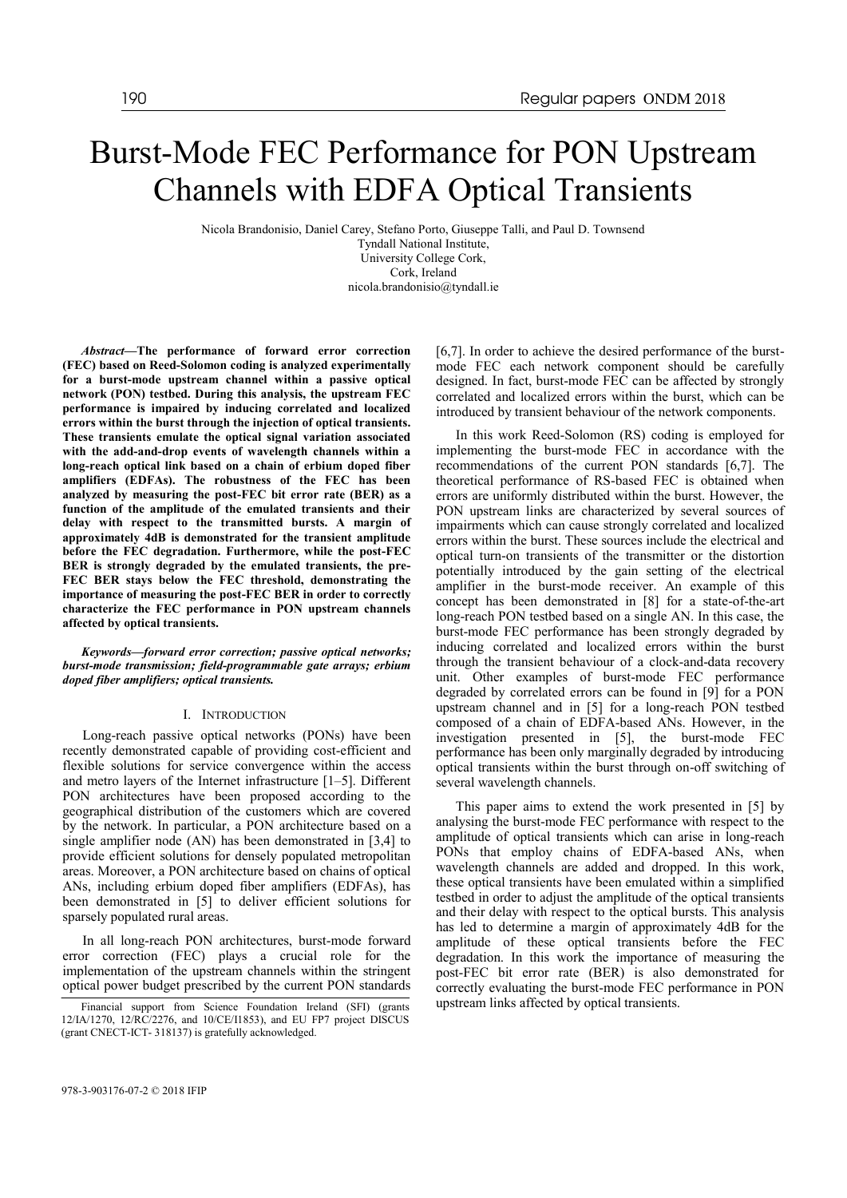# Burst-Mode FEC Performance for PON Upstream Channels with EDFA Optical Transients

Nicola Brandonisio, Daniel Carey, Stefano Porto, Giuseppe Talli, and Paul D. Townsend
Tyndall National Institute,
University College Cork,
Cork, Ireland
nicola.brandonisio@tyndall.ie

***Abstract*—The performance of forward error correction (FEC) based on Reed-Solomon coding is analyzed experimentally for a burst-mode upstream channel within a passive optical network (PON) testbed. During this analysis, the upstream FEC performance is impaired by inducing correlated and localized errors within the burst through the injection of optical transients. These transients emulate the optical signal variation associated with the add-and-drop events of wavelength channels within a long-reach optical link based on a chain of erbium doped fiber amplifiers (EDFAs). The robustness of the FEC has been analyzed by measuring the post-FEC bit error rate (BER) as a function of the amplitude of the emulated transients and their delay with respect to the transmitted bursts. A margin of approximately 4dB is demonstrated for the transient amplitude before the FEC degradation. Furthermore, while the post-FEC BER is strongly degraded by the emulated transients, the pre-FEC BER stays below the FEC threshold, demonstrating the importance of measuring the post-FEC BER in order to correctly characterize the FEC performance in PON upstream channels affected by optical transients.**

***Keywords—forward error correction; passive optical networks; burst-mode transmission; field-programmable gate arrays; erbium doped fiber amplifiers; optical transients.***

## I. Introduction

Long-reach passive optical networks (PONs) have been recently demonstrated capable of providing cost-efficient and flexible solutions for service convergence within the access and metro layers of the Internet infrastructure [1–5]. Different PON architectures have been proposed according to the geographical distribution of the customers which are covered by the network. In particular, a PON architecture based on a single amplifier node (AN) has been demonstrated in [3,4] to provide efficient solutions for densely populated metropolitan areas. Moreover, a PON architecture based on chains of optical ANs, including erbium doped fiber amplifiers (EDFAs), has been demonstrated in [5] to deliver efficient solutions for sparsely populated rural areas.

In all long-reach PON architectures, burst-mode forward error correction (FEC) plays a crucial role for the implementation of the upstream channels within the stringent optical power budget prescribed by the current PON standards [6,7]. In order to achieve the desired performance of the burst-mode FEC each network component should be carefully designed. In fact, burst-mode FEC can be affected by strongly correlated and localized errors within the burst, which can be introduced by transient behaviour of the network components.

In this work Reed-Solomon (RS) coding is employed for implementing the burst-mode FEC in accordance with the recommendations of the current PON standards [6,7]. The theoretical performance of RS-based FEC is obtained when errors are uniformly distributed within the burst. However, the PON upstream links are characterized by several sources of impairments which can cause strongly correlated and localized errors within the burst. These sources include the electrical and optical turn-on transients of the transmitter or the distortion potentially introduced by the gain setting of the electrical amplifier in the burst-mode receiver. An example of this concept has been demonstrated in [8] for a state-of-the-art long-reach PON testbed based on a single AN. In this case, the burst-mode FEC performance has been strongly degraded by inducing correlated and localized errors within the burst through the transient behaviour of a clock-and-data recovery unit. Other examples of burst-mode FEC performance degraded by correlated errors can be found in [9] for a PON upstream channel and in [5] for a long-reach PON testbed composed of a chain of EDFA-based ANs. However, in the investigation presented in [5], the burst-mode FEC performance has been only marginally degraded by introducing optical transients within the burst through on-off switching of several wavelength channels.

This paper aims to extend the work presented in [5] by analysing the burst-mode FEC performance with respect to the amplitude of optical transients which can arise in long-reach PONs that employ chains of EDFA-based ANs, when wavelength channels are added and dropped. In this work, these optical transients have been emulated within a simplified testbed in order to adjust the amplitude of the optical transients and their delay with respect to the optical bursts. This analysis has led to determine a margin of approximately 4dB for the amplitude of these optical transients before the FEC degradation. In this work the importance of measuring the post-FEC bit error rate (BER) is also demonstrated for correctly evaluating the burst-mode FEC performance in PON upstream links affected by optical transients.

Financial support from Science Foundation Ireland (SFI) (grants 12/IA/1270, 12/RC/2276, and 10/CE/I1853), and EU FP7 project DISCUS (grant CNECT-ICT- 318137) is gratefully acknowledged.

978-3-903176-07-2 © 2018 IFIP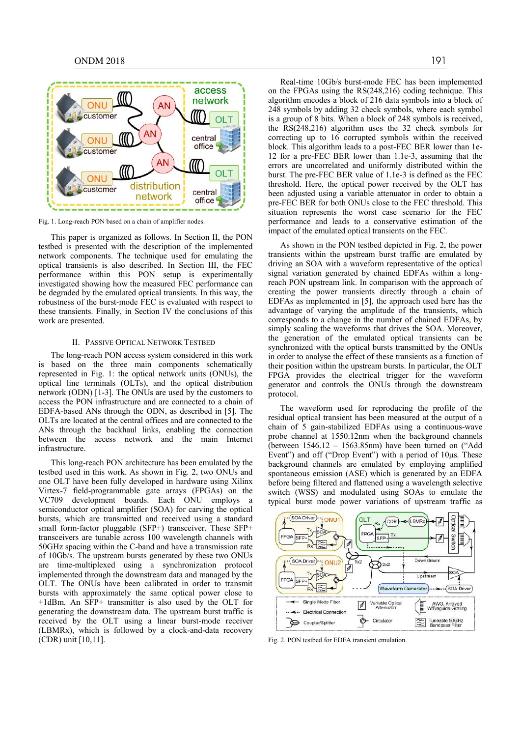Fig. 1. Long-reach PON based on a chain of amplifier nodes.

This paper is organized as follows. In Section II, the PON testbed is presented with the description of the implemented network components. The technique used for emulating the optical transients is also described. In Section III, the FEC performance within this PON setup is experimentally investigated showing how the measured FEC performance can be degraded by the emulated optical transients. In this way, the robustness of the burst-mode FEC is evaluated with respect to these transients. Finally, in Section IV the conclusions of this work are presented.

## II. Passive Optical Network Testbed

The long-reach PON access system considered in this work is based on the three main components schematically represented in Fig. 1: the optical network units (ONUs), the optical line terminals (OLTs), and the optical distribution network (ODN) [1-3]. The ONUs are used by the customers to access the PON infrastructure and are connected to a chain of EDFA-based ANs through the ODN, as described in [5]. The OLTs are located at the central offices and are connected to the ANs through the backhaul links, enabling the connection between the access network and the main Internet infrastructure.

This long-reach PON architecture has been emulated by the testbed used in this work. As shown in Fig. 2, two ONUs and one OLT have been fully developed in hardware using Xilinx Virtex-7 field-programmable gate arrays (FPGAs) on the VC709 development boards. Each ONU employs a semiconductor optical amplifier (SOA) for carving the optical bursts, which are transmitted and received using a standard small form-factor pluggable (SFP+) transceiver. These SFP+ transceivers are tunable across 100 wavelength channels with 50GHz spacing within the C-band and have a transmission rate of 10Gb/s. The upstream bursts generated by these two ONUs are time-multiplexed using a synchronization protocol implemented through the downstream data and managed by the OLT. The ONUs have been calibrated in order to transmit bursts with approximately the same optical power close to +1dBm. An SFP+ transmitter is also used by the OLT for generating the downstream data. The upstream burst traffic is received by the OLT using a linear burst-mode receiver (LBMRx), which is followed by a clock-and-data recovery (CDR) unit [10,11].

Real-time 10Gb/s burst-mode FEC has been implemented on the FPGAs using the RS(248,216) coding technique. This algorithm encodes a block of 216 data symbols into a block of 248 symbols by adding 32 check symbols, where each symbol is a group of 8 bits. When a block of 248 symbols is received, the RS(248,216) algorithm uses the 32 check symbols for correcting up to 16 corrupted symbols within the received block. This algorithm leads to a post-FEC BER lower than 1e-12 for a pre-FEC BER lower than 1.1e-3, assuming that the errors are uncorrelated and uniformly distributed within the burst. The pre-FEC BER value of 1.1e-3 is defined as the FEC threshold. Here, the optical power received by the OLT has been adjusted using a variable attenuator in order to obtain a pre-FEC BER for both ONUs close to the FEC threshold. This situation represents the worst case scenario for the FEC performance and leads to a conservative estimation of the impact of the emulated optical transients on the FEC.

As shown in the PON testbed depicted in Fig. 2, the power transients within the upstream burst traffic are emulated by driving an SOA with a waveform representative of the optical signal variation generated by chained EDFAs within a long-reach PON upstream link. In comparison with the approach of creating the power transients directly through a chain of EDFAs as implemented in [5], the approach used here has the advantage of varying the amplitude of the transients, which corresponds to a change in the number of chained EDFAs, by simply scaling the waveforms that drives the SOA. Moreover, the generation of the emulated optical transients can be synchronized with the optical bursts transmitted by the ONUs in order to analyse the effect of these transients as a function of their position within the upstream bursts. In particular, the OLT FPGA provides the electrical trigger for the waveform generator and controls the ONUs through the downstream protocol.

The waveform used for reproducing the profile of the residual optical transient has been measured at the output of a chain of 5 gain-stabilized EDFAs using a continuous-wave probe channel at 1550.12nm when the background channels (between 1546.12 – 1563.85nm) have been turned on ("Add Event") and off ("Drop Event") with a period of 10μs. These background channels are emulated by employing amplified spontaneous emission (ASE) which is generated by an EDFA before being filtered and flattened using a wavelength selective switch (WSS) and modulated using SOAs to emulate the typical burst mode power variations of upstream traffic as

Fig. 2. PON testbed for EDFA transient emulation.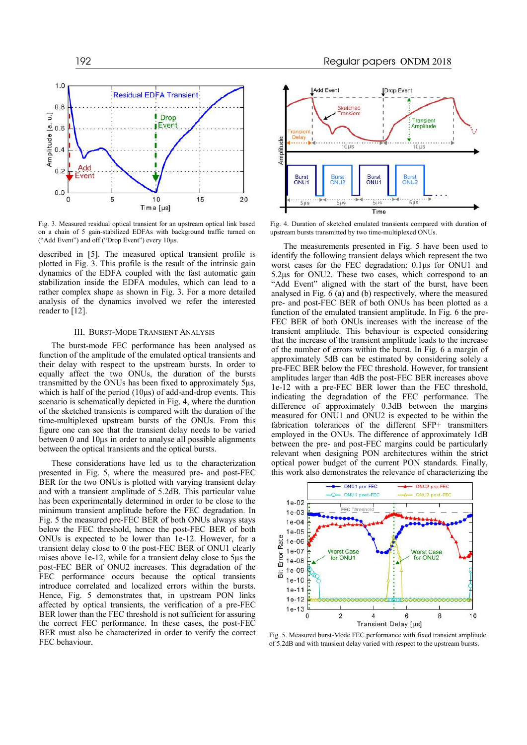Fig. 3. Measured residual optical transient for an upstream optical link based on a chain of 5 gain-stabilized EDFAs with background traffic turned on ("Add Event") and off ("Drop Event") every 10µs.

described in [5]. The measured optical transient profile is plotted in Fig. 3. This profile is the result of the intrinsic gain dynamics of the EDFA coupled with the fast automatic gain stabilization inside the EDFA modules, which can lead to a rather complex shape as shown in Fig. 3. For a more detailed analysis of the dynamics involved we refer the interested reader to [12].

## III. Burst-Mode Transient Analysis

The burst-mode FEC performance has been analysed as function of the amplitude of the emulated optical transients and their delay with respect to the upstream bursts. In order to equally affect the two ONUs, the duration of the bursts transmitted by the ONUs has been fixed to approximately 5µs, which is half of the period (10µs) of add-and-drop events. This scenario is schematically depicted in Fig. 4, where the duration of the sketched transients is compared with the duration of the time-multiplexed upstream bursts of the ONUs. From this figure one can see that the transient delay needs to be varied between 0 and 10µs in order to analyse all possible alignments between the optical transients and the optical bursts.

These considerations have led us to the characterization presented in Fig. 5, where the measured pre- and post-FEC BER for the two ONUs is plotted with varying transient delay and with a transient amplitude of 5.2dB. This particular value has been experimentally determined in order to be close to the minimum transient amplitude before the FEC degradation. In Fig. 5 the measured pre-FEC BER of both ONUs always stays below the FEC threshold, hence the post-FEC BER of both ONUs is expected to be lower than 1e-12. However, for a transient delay close to 0 the post-FEC BER of ONU1 clearly raises above 1e-12, while for a transient delay close to 5µs the post-FEC BER of ONU2 increases. This degradation of the FEC performance occurs because the optical transients introduce correlated and localized errors within the bursts. Hence, Fig. 5 demonstrates that, in upstream PON links affected by optical transients, the verification of a pre-FEC BER lower than the FEC threshold is not sufficient for assuring the correct FEC performance. In these cases, the post-FEC BER must also be characterized in order to verify the correct FEC behaviour.

Fig. 4. Duration of sketched emulated transients compared with duration of upstream bursts transmitted by two time-multiplexed ONUs.

The measurements presented in Fig. 5 have been used to identify the following transient delays which represent the two worst cases for the FEC degradation: 0.1µs for ONU1 and 5.2µs for ONU2. These two cases, which correspond to an "Add Event" aligned with the start of the burst, have been analysed in Fig. 6 (a) and (b) respectively, where the measured pre- and post-FEC BER of both ONUs has been plotted as a function of the emulated transient amplitude. In Fig. 6 the pre-FEC BER of both ONUs increases with the increase of the transient amplitude. This behaviour is expected considering that the increase of the transient amplitude leads to the increase of the number of errors within the burst. In Fig. 6 a margin of approximately 5dB can be estimated by considering solely a pre-FEC BER below the FEC threshold. However, for transient amplitudes larger than 4dB the post-FEC BER increases above 1e-12 with a pre-FEC BER lower than the FEC threshold, indicating the degradation of the FEC performance. The difference of approximately 0.3dB between the margins measured for ONU1 and ONU2 is expected to be within the fabrication tolerances of the different SFP+ transmitters employed in the ONUs. The difference of approximately 1dB between the pre- and post-FEC margins could be particularly relevant when designing PON architectures within the strict optical power budget of the current PON standards. Finally, this work also demonstrates the relevance of characterizing the

Fig. 5. Measured burst-Mode FEC performance with fixed transient amplitude of 5.2dB and with transient delay varied with respect to the upstream bursts.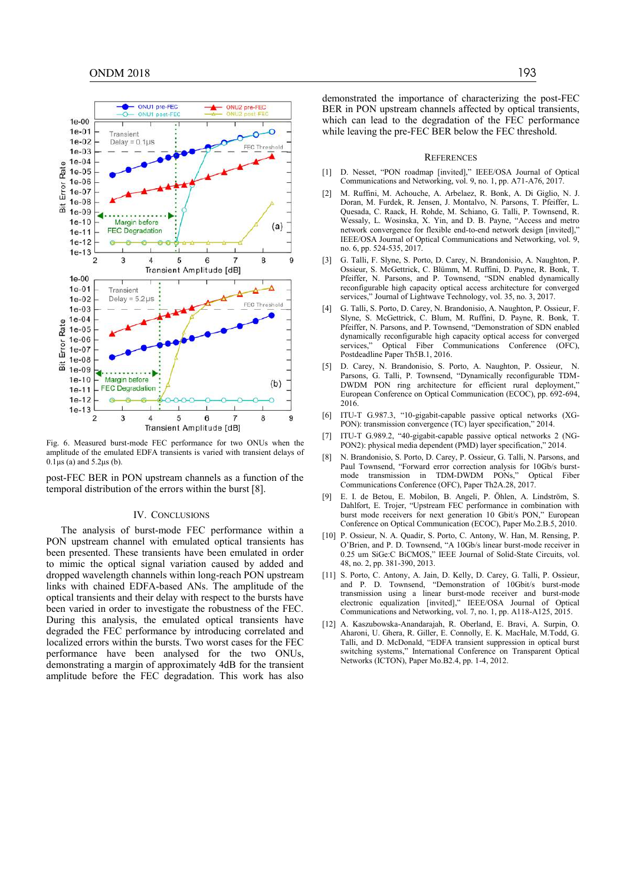ONU1 pre-FEC
ONU1 post-FEC
ONU2 pre-FEC
ONU2 post-FEC

Bit Error Rate

1e-00
1e-01
1e-02
1e-03
1e-04
1e-05
1e-06
1e-07
1e-08
1e-09
1e-10
1e-11
1e-12
1e-13

Transient Delay = 0.1µs

FEC Threshold

Margin before FEC Degradation

(a)

2 3 4 5 6 7 8 9

Transient Amplitude [dB]

Bit Error Rate

1e-00
1e-01
1e-02
1e-03
1e-04
1e-05
1e-06
1e-07
1e-08
1e-09
1e-10
1e-11
1e-12
1e-13

Transient Delay = 5.2µs

FEC Threshold

Margin before FEC Degradation

(b)

2 3 4 5 6 7 8 9

Transient Amplitude [dB]

Fig. 6. Measured burst-mode FEC performance for two ONUs when the amplitude of the emulated EDFA transients is varied with transient delays of 0.1µs (a) and 5.2µs (b).

post-FEC BER in PON upstream channels as a function of the temporal distribution of the errors within the burst [8].

## IV. Conclusions

The analysis of burst-mode FEC performance within a PON upstream channel with emulated optical transients has been presented. These transients have been emulated in order to mimic the optical signal variation caused by added and dropped wavelength channels within long-reach PON upstream links with chained EDFA-based ANs. The amplitude of the optical transients and their delay with respect to the bursts have been varied in order to investigate the robustness of the FEC. During this analysis, the emulated optical transients have degraded the FEC performance by introducing correlated and localized errors within the bursts. Two worst cases for the FEC performance have been analysed for the two ONUs, demonstrating a margin of approximately 4dB for the transient amplitude before the FEC degradation. This work has also demonstrated the importance of characterizing the post-FEC BER in PON upstream channels affected by optical transients, which can lead to the degradation of the FEC performance while leaving the pre-FEC BER below the FEC threshold.

## References

[1] D. Nesset, "PON roadmap [invited]," IEEE/OSA Journal of Optical Communications and Networking, vol. 9, no. 1, pp. A71-A76, 2017.

[2] M. Ruffini, M. Achouche, A. Arbelaez, R. Bonk, A. Di Giglio, N. J. Doran, M. Furdek, R. Jensen, J. Montalvo, N. Parsons, T. Pfeiffer, L. Quesada, C. Raack, H. Rohde, M. Schiano, G. Talli, P. Townsend, R. Wessaly, L. Wosinska, X. Yin, and D. B. Payne, "Access and metro network convergence for flexible end-to-end network design [invited]," IEEE/OSA Journal of Optical Communications and Networking, vol. 9, no. 6, pp. 524-535, 2017.

[3] G. Talli, F. Slyne, S. Porto, D. Carey, N. Brandonisio, A. Naughton, P. Ossieur, S. McGettrick, C. Blümm, M. Ruffini, D. Payne, R. Bonk, T. Pfeiffer, N. Parsons, and P. Townsend, "SDN enabled dynamically reconfigurable high capacity optical access architecture for converged services," Journal of Lightwave Technology, vol. 35, no. 3, 2017.

[4] G. Talli, S. Porto, D. Carey, N. Brandonisio, A. Naughton, P. Ossieur, F. Slyne, S. McGettrick, C. Blum, M. Ruffini, D. Payne, R. Bonk, T. Pfeiffer, N. Parsons, and P. Townsend, "Demonstration of SDN enabled dynamically reconfigurable high capacity optical access for converged services," Optical Fiber Communications Conference (OFC), Postdeadline Paper Th5B.1, 2016.

[5] D. Carey, N. Brandonisio, S. Porto, A. Naughton, P. Ossieur, N. Parsons, G. Talli, P. Townsend, "Dynamically reconfigurable TDM-DWDM PON ring architecture for efficient rural deployment," European Conference on Optical Communication (ECOC), pp. 692-694, 2016.

[6] ITU-T G.987.3, "10-gigabit-capable passive optical networks (XG-PON): transmission convergence (TC) layer specification," 2014.

[7] ITU-T G.989.2, "40-gigabit-capable passive optical networks 2 (NG-PON2): physical media dependent (PMD) layer specification," 2014.

[8] N. Brandonisio, S. Porto, D. Carey, P. Ossieur, G. Talli, N. Parsons, and Paul Townsend, "Forward error correction analysis for 10Gb/s burst-mode transmission in TDM-DWDM PONs," Optical Fiber Communications Conference (OFC), Paper Th2A.28, 2017.

[9] E. I. de Betou, E. Mobilon, B. Angeli, P. Öhlen, A. Lindström, S. Dahlfort, E. Trojer, "Upstream FEC performance in combination with burst mode receivers for next generation 10 Gbit/s PON," European Conference on Optical Communication (ECOC), Paper Mo.2.B.5, 2010.

[10] P. Ossieur, N. A. Quadir, S. Porto, C. Antony, W. Han, M. Rensing, P. O'Brien, and P. D. Townsend, "A 10Gb/s linear burst-mode receiver in 0.25 um SiGe:C BiCMOS," IEEE Journal of Solid-State Circuits, vol. 48, no. 2, pp. 381-390, 2013.

[11] S. Porto, C. Antony, A. Jain, D. Kelly, D. Carey, G. Talli, P. Ossieur, and P. D. Townsend, "Demonstration of 10Gbit/s burst-mode transmission using a linear burst-mode receiver and burst-mode electronic equalization [invited]," IEEE/OSA Journal of Optical Communications and Networking, vol. 7, no. 1, pp. A118-A125, 2015.

[12] A. Kaszubowska-Anandarajah, R. Oberland, E. Bravi, A. Surpin, O. Aharoni, U. Ghera, R. Giller, E. Connolly, E. K. MacHale, M.Todd, G. Talli, and D. McDonald, "EDFA transient suppression in optical burst switching systems," International Conference on Transparent Optical Networks (ICTON), Paper Mo.B2.4, pp. 1-4, 2012.